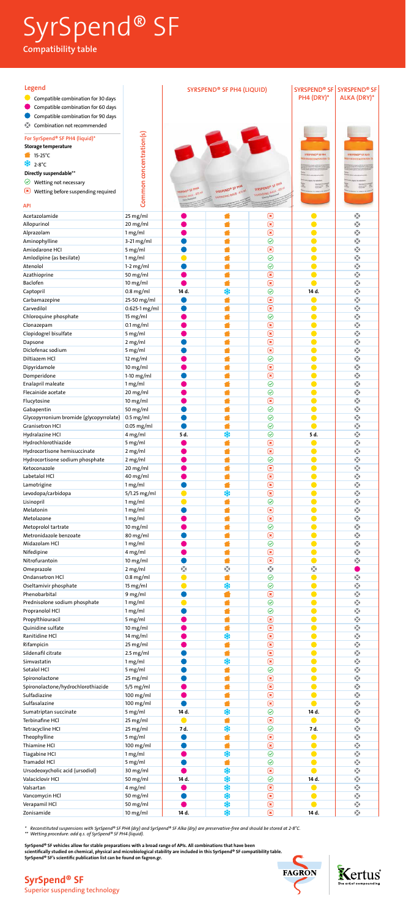# SyrSpend® SF

**Compatibility table**

## Legend

- 🟡 Compatible combination for 30 days
- 🟣 Compatible combination for 60 days
- 🔵 Compatible combination for 90 days
- ⊗ Combination not recommended

**For SyrSpend® SF PH4 (liquid)***

**Storage temperature**

- 15-25°C
- ❄ 2-8°C

**Directly suspendable****

- ✓ Wetting not necessary
- ✗ Wetting before suspending required

| API | Common concentration(s) | SYRSPEND® SF PH4 (LIQUID) | | | SYRSPEND® SF PH4 (DRY)* | SYRSPEND® SF ALKA (DRY)* |
|---|---|---|---|---|---|---|
| | | Stability | Storage temperature | Directly suspendable | | |
| Acetazolamide | 25 mg/ml | 🟣 | 15-25°C | ✗ | 🟡 | ⊗ |
| Allopurinol | 20 mg/ml | 🟣 | 15-25°C | ✗ | 🟡 | ⊗ |
| Alprazolam | 1 mg/ml | 🟣 | 15-25°C | ✗ | 🟡 | ⊗ |
| Aminophylline | 3-21 mg/ml | 🔵 | 15-25°C | ✓ | 🟡 | ⊗ |
| Amiodarone HCl | 5 mg/ml | 🟣 | 15-25°C | ✗ | 🟡 | ⊗ |
| Amlodipine (as besilate) | 1 mg/ml | 🟡 | 15-25°C | ✓ | 🟡 | ⊗ |
| Atenolol | 1-2 mg/ml | 🔵 | 15-25°C | ✓ | 🟡 | ⊗ |
| Azathioprine | 50 mg/ml | 🟣 | 15-25°C | ✗ | 🟡 | ⊗ |
| Baclofen | 10 mg/ml | 🟣 | 15-25°C | ✗ | 🟡 | ⊗ |
| Captopril | 0.8 mg/ml | 14 d. | ❄ 2-8°C | ✓ | 14 d. | ⊗ |
| Carbamazepine | 25-50 mg/ml | 🔵 | 15-25°C | ✗ | 🟡 | ⊗ |
| Carvedilol | 0.625-1 mg/ml | 🔵 | 15-25°C | ✗ | 🟡 | ⊗ |
| Chloroquine phosphate | 15 mg/ml | 🔵 | 15-25°C | ✓ | 🟡 | ⊗ |
| Clonazepam | 0.1 mg/ml | 🟣 | 15-25°C | ✗ | 🟡 | ⊗ |
| Clopidogrel bisulfate | 5 mg/ml | 🟣 | 15-25°C | ✗ | 🟡 | ⊗ |
| Dapsone | 2 mg/ml | 🟣 | 15-25°C | ✗ | 🟡 | ⊗ |
| Diclofenac sodium | 5 mg/ml | 🔵 | 15-25°C | ✗ | 🟡 | ⊗ |
| Diltiazem HCl | 12 mg/ml | 🟣 | 15-25°C | ✓ | 🟡 | ⊗ |
| Dipyridamole | 10 mg/ml | 🟣 | 15-25°C | ✗ | 🟡 | ⊗ |
| Domperidone | 1-10 mg/ml | 🔵 | 15-25°C | ✗ | 🟡 | ⊗ |
| Enalapril maleate | 1 mg/ml | 🟣 | 15-25°C | ✓ | 🟡 | ⊗ |
| Flecainide acetate | 20 mg/ml | 🟣 | 15-25°C | ✓ | 🟡 | ⊗ |
| Flucytosine | 10 mg/ml | 🟣 | 15-25°C | ✗ | 🟡 | ⊗ |
| Gabapentin | 50 mg/ml | 🔵 | 15-25°C | ✓ | 🟡 | ⊗ |
| Glycopyrronium bromide (glycopyrrolate) | 0.5 mg/ml | 🔵 | 15-25°C | ✓ | 🟡 | ⊗ |
| Granisetron HCl | 0.05 mg/ml | 🔵 | 15-25°C | ✓ | 🟡 | ⊗ |
| Hydralazine HCl | 4 mg/ml | 5 d. | ❄ 2-8°C | ✓ | 5 d. | ⊗ |
| Hydrochlorothiazide | 5 mg/ml | 🟣 | 15-25°C | ✗ | 🟡 | ⊗ |
| Hydrocortisone hemisuccinate | 2 mg/ml | 🟣 | 15-25°C | ✗ | 🟡 | ⊗ |
| Hydrocortisone sodium phosphate | 2 mg/ml | 🟣 | 15-25°C | ✓ | 🟡 | ⊗ |
| Ketoconazole | 20 mg/ml | 🟣 | 15-25°C | ✗ | 🟡 | ⊗ |
| Labetalol HCl | 40 mg/ml | 🟣 | 15-25°C | ✗ | 🟡 | ⊗ |
| Lamotrigine | 1 mg/ml | 🔵 | 15-25°C | ✗ | 🟡 | ⊗ |
| Levodopa/carbidopa | 5/1.25 mg/ml | 🟡 | ❄ 2-8°C | ✗ | 🟡 | ⊗ |
| Lisinopril | 1 mg/ml | 🟡 | 15-25°C | ✓ | 🟡 | ⊗ |
| Melatonin | 1 mg/ml | 🔵 | 15-25°C | ✗ | 🟡 | ⊗ |
| Metolazone | 1 mg/ml | 🟣 | 15-25°C | ✗ | 🟡 | ⊗ |
| Metoprolol tartrate | 10 mg/ml | 🟣 | 15-25°C | ✓ | 🟡 | ⊗ |
| Metronidazole benzoate | 80 mg/ml | 🟣 | 15-25°C | ✗ | 🟡 | ⊗ |
| Midazolam HCl | 1 mg/ml | 🟣 | 15-25°C | ✓ | 🟡 | ⊗ |
| Nifedipine | 4 mg/ml | 🟣 | 15-25°C | ✗ | 🟡 | ⊗ |
| Nitrofurantoin | 10 mg/ml | 🔵 | 15-25°C | ✗ | 🟡 | ⊗ |
| Omeprazole | 2 mg/ml | ⊗ | ⊗ | ⊗ | ⊗ | 🟣 |
| Ondansetron HCl | 0.8 mg/ml | 🟡 | 15-25°C | ✓ | 🟡 | ⊗ |
| Oseltamivir phosphate | 15 mg/ml | 🟡 | ❄ 2-8°C | ✓ | 🟡 | ⊗ |
| Phenobarbital | 9 mg/ml | 🔵 | 15-25°C | ✗ | 🟡 | ⊗ |
| Prednisolone sodium phosphate | 1 mg/ml | 🟡 | 15-25°C | ✓ | 🟡 | ⊗ |
| Propranolol HCl | 1 mg/ml | 🔵 | 15-25°C | ✓ | 🟡 | ⊗ |
| Propylthiouracil | 5 mg/ml | 🟣 | 15-25°C | ✗ | 🟡 | ⊗ |
| Quinidine sulfate | 10 mg/ml | 🟣 | 15-25°C | ✗ | 🟡 | ⊗ |
| Ranitidine HCl | 14 mg/ml | 🟣 | ❄ 2-8°C | ✗ | 🟡 | ⊗ |
| Rifampicin | 25 mg/ml | 🟣 | 15-25°C | ✗ | 🟡 | ⊗ |
| Sildenafil citrate | 2.5 mg/ml | 🔵 | 15-25°C | ✗ | 🟡 | ⊗ |
| Simvastatin | 1 mg/ml | 🔵 | ❄ 2-8°C | ✗ | 🟡 | ⊗ |
| Sotalol HCl | 5 mg/ml | 🔵 | 15-25°C | ✓ | 🟡 | ⊗ |
| Spironolactone | 25 mg/ml | 🔵 | 15-25°C | ✗ | 🟡 | ⊗ |
| Spironolactone/hydrochlorothiazide | 5/5 mg/ml | 🔵 | 15-25°C | ✗ | 🟡 | ⊗ |
| Sulfadiazine | 100 mg/ml | 🟣 | 15-25°C | ✗ | 🟡 | ⊗ |
| Sulfasalazine | 100 mg/ml | 🔵 | 15-25°C | ✗ | 🟡 | ⊗ |
| Sumatriptan succinate | 5 mg/ml | 14 d. | ❄ 2-8°C | ✓ | 14 d. | ⊗ |
| Terbinafine HCl | 25 mg/ml | 🟡 | 15-25°C | ✗ | 🟡 | ⊗ |
| Tetracycline HCl | 25 mg/ml | 7 d. | ❄ 2-8°C | ✓ | 7 d. | ⊗ |
| Theophylline | 5 mg/ml | 🔵 | 15-25°C | ✗ | 🟡 | ⊗ |
| Thiamine HCl | 100 mg/ml | 🔵 | 15-25°C | ✗ | 🟡 | ⊗ |
| Tiagabine HCl | 1 mg/ml | 🔵 | ❄ 2-8°C | ✓ | 🟡 | ⊗ |
| Tramadol HCl | 5 mg/ml | 🔵 | 15-25°C | ✓ | 🟡 | ⊗ |
| Ursodeoxycholic acid (ursodiol) | 30 mg/ml | 🟣 | ❄ 2-8°C | ✗ | 🟡 | ⊗ |
| Valaciclovir HCl | 50 mg/ml | 14 d. | ❄ 2-8°C | ✓ | 14 d. | ⊗ |
| Valsartan | 4 mg/ml | 🟣 | ❄ 2-8°C | ✗ | 🟡 | ⊗ |
| Vancomycin HCl | 50 mg/ml | 🔵 | ❄ 2-8°C | ✗ | 🟡 | ⊗ |
| Verapamil HCl | 50 mg/ml | 🟣 | ❄ 2-8°C | ✗ | 🟡 | ⊗ |
| Zonisamide | 10 mg/ml | 14 d. | ❄ 2-8°C | ✗ | 14 d. | ⊗ |

*\* Reconstituted suspensions with SyrSpend® SF PH4 (dry) and SyrSpend® SF Alka (dry) are preservative-free and should be stored at 2-8°C.*
*\*\* Wetting procedure: add q.s. of SyrSpend® SF PH4 (liquid).*

**SyrSpend® SF vehicles allow for stable preparations with a broad range of APIs. All combinations that have been scientifically studied on chemical, physical and microbiological stability are included in this SyrSpend® SF compatibility table. SyrSpend® SF's scientific publication list can be found on fagron.gr.**

**SyrSpend® SF**
Superior suspending technology

FAGRON

Kertus — The art of compounding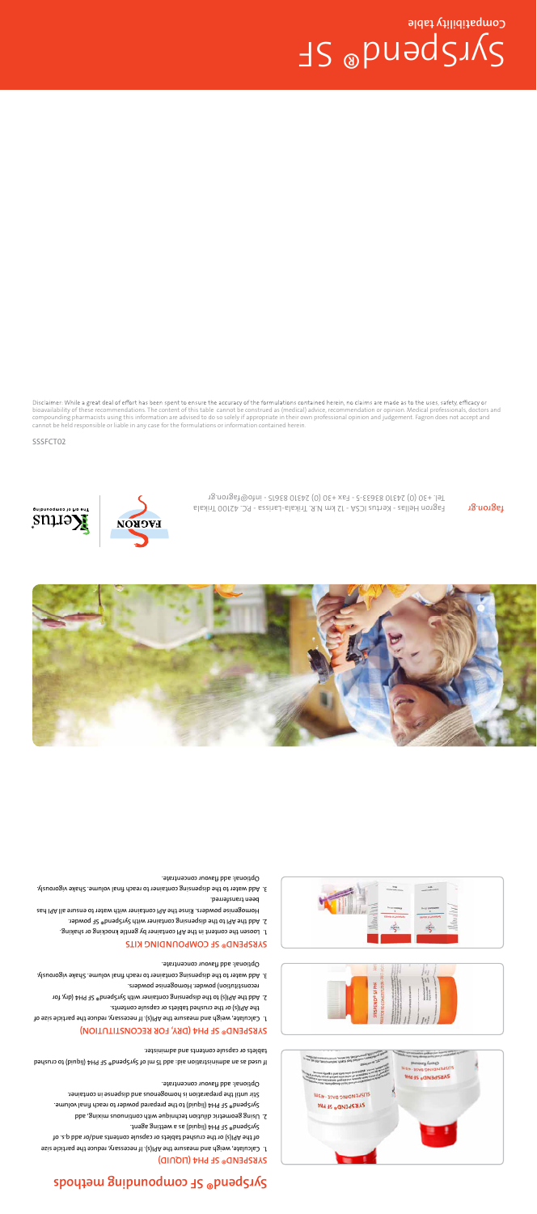# SyrSpend® SF

Compatibility table

Disclaimer: While a great deal of effort has been spent to ensure the accuracy of the formulations contained herein, no claims are made as to the uses, safety, efficacy or bioavailability of these recommendations. The content of this table cannot be construed as (medical) advice, recommendation or opinion. Medical professionals, doctors and compounding pharmacists using this information are advised to do so solely if appropriate in their own professional opinion and judgement. Fagron does not accept and cannot be held responsible or liable in any case for the formulations or information contained herein.

SSSFCT02

fagron.gr

Fagron Hellas - Kertus ICSA - 12 km N.R. Trikala-Larissa - P.C. 42100 Trikala
Tel. +30 (0) 24310 83633-5 - Fax +30 (0) 24310 83615 - info@fagron.gr

## SyrSpend® SF compounding methods

### SYRSPEND® SF PH4 (LIQUID)

1. Calculate, weigh and measure the API(s). If necessary, reduce the particle size of the API(s) or the crushed tablets or capsule contents and/or add q.s. of SyrSpend® SF PH4 (liquid) as a wetting agent.
2. Using geometric dilution technique with continuous mixing, add SyrSpend® SF PH4 (liquid) to the prepared powder to reach final volume. Stir until the preparation is homogenous and dispense in container.

Optional: add flavour concentrate.

If used as an administration aid: add 15 ml of SyrSpend® SF PH4 (liquid) to crushed tablets or capsule contents and administer.

### SYRSPEND® SF PH4 (DRY, FOR RECONSTITUTION)

1. Calculate, weigh and measure the API(s). If necessary, reduce the particle size of the API(s) or the crushed tablets or capsule contents.
2. Add the API(s) to the dispensing container with SyrSpend® SF PH4 (dry, for reconstitution) powder. Homogenise powders.
3. Add water to the dispensing container to reach final volume. Shake vigorously.

Optional: add flavour concentrate.

### SYRSPEND® SF COMPOUNDING KITS

1. Loosen the content in the API container by gentle knocking or shaking.
2. Add the API to the dispensing container with SyrSpend® SF powder. Homogenise powders. Rinse the API container with water to ensure all API has been transferred.
3. Add water to the dispensing container to reach final volume. Shake vigorously.

Optional: add flavour concentrate.